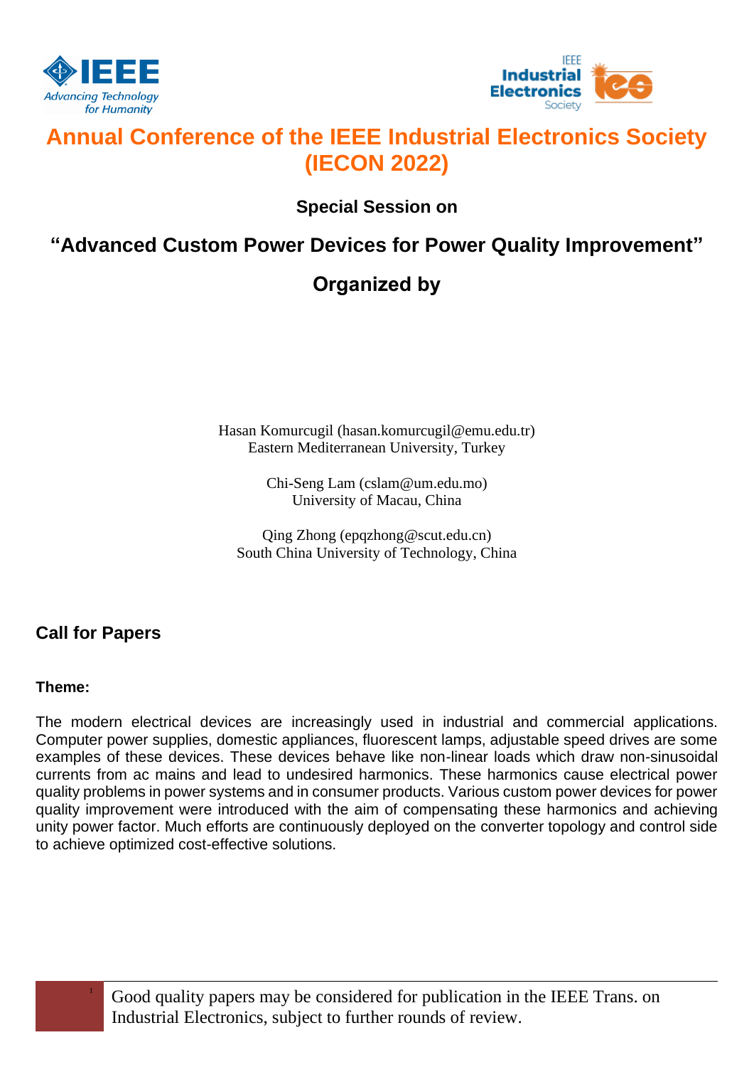# Annual Conference of the IEEE Industrial Electronics Society (IECON 2022)

**Special Session on**

## "Advanced Custom Power Devices for Power Quality Improvement"

## Organized by

Hasan Komurcugil (hasan.komurcugil@emu.edu.tr)
Eastern Mediterranean University, Turkey

Chi-Seng Lam (cslam@um.edu.mo)
University of Macau, China

Qing Zhong (epqzhong@scut.edu.cn)
South China University of Technology, China

## Call for Papers

**Theme:**

The modern electrical devices are increasingly used in industrial and commercial applications. Computer power supplies, domestic appliances, fluorescent lamps, adjustable speed drives are some examples of these devices. These devices behave like non-linear loads which draw non-sinusoidal currents from ac mains and lead to undesired harmonics. These harmonics cause electrical power quality problems in power systems and in consumer products. Various custom power devices for power quality improvement were introduced with the aim of compensating these harmonics and achieving unity power factor. Much efforts are continuously deployed on the converter topology and control side to achieve optimized cost-effective solutions.

[1] Good quality papers may be considered for publication in the IEEE Trans. on Industrial Electronics, subject to further rounds of review.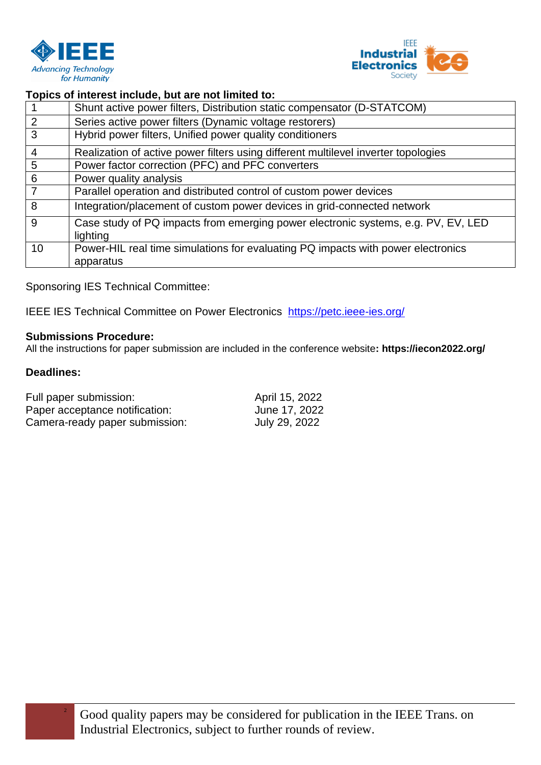**Topics of interest include, but are not limited to:**

| | |
|---|---|
| 1 | Shunt active power filters, Distribution static compensator (D-STATCOM) |
| 2 | Series active power filters (Dynamic voltage restorers) |
| 3 | Hybrid power filters, Unified power quality conditioners |
| 4 | Realization of active power filters using different multilevel inverter topologies |
| 5 | Power factor correction (PFC) and PFC converters |
| 6 | Power quality analysis |
| 7 | Parallel operation and distributed control of custom power devices |
| 8 | Integration/placement of custom power devices in grid-connected network |
| 9 | Case study of PQ impacts from emerging power electronic systems, e.g. PV, EV, LED lighting |
| 10 | Power-HIL real time simulations for evaluating PQ impacts with power electronics apparatus |

Sponsoring IES Technical Committee:

IEEE IES Technical Committee on Power Electronics https://petc.ieee-ies.org/

**Submissions Procedure:**

All the instructions for paper submission are included in the conference website**: https://iecon2022.org/**

**Deadlines:**

Full paper submission: April 15, 2022
Paper acceptance notification: June 17, 2022
Camera-ready paper submission: July 29, 2022

Good quality papers may be considered for publication in the IEEE Trans. on Industrial Electronics, subject to further rounds of review.